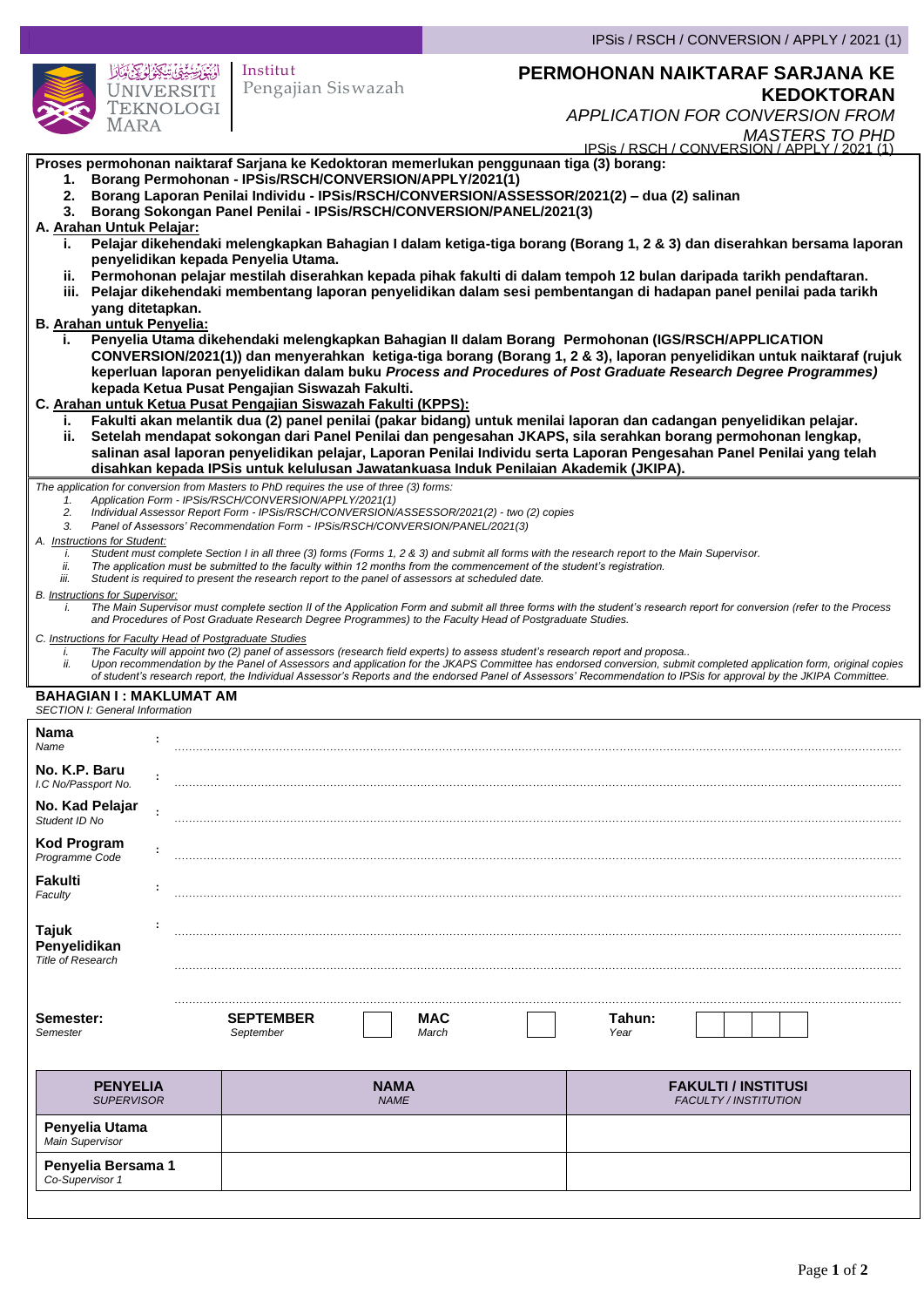Institut Pengajian Siswazah

# PERMOHONAN NAIKTARAF SARJANA KE KEDOKTORAN

*APPLICATION FOR CONVERSION FROM MASTERS TO PHD*

IPSis / RSCH / CONVERSION / APPLY / 2021 (1)

**Proses permohonan naiktaraf Sarjana ke Kedoktoran memerlukan penggunaan tiga (3) borang:**

1. **Borang Permohonan - IPSis/RSCH/CONVERSION/APPLY/2021(1)**
2. **Borang Laporan Penilai Individu - IPSis/RSCH/CONVERSION/ASSESSOR/2021(2) – dua (2) salinan**
3. **Borang Sokongan Panel Penilai - IPSis/RSCH/CONVERSION/PANEL/2021(3)**

**A. Arahan Untuk Pelajar:**

- i. **Pelajar dikehendaki melengkapkan Bahagian I dalam ketiga-tiga borang (Borang 1, 2 & 3) dan diserahkan bersama laporan penyelidikan kepada Penyelia Utama.**
- ii. **Permohonan pelajar mestilah diserahkan kepada pihak fakulti di dalam tempoh 12 bulan daripada tarikh pendaftaran.**
- iii. **Pelajar dikehendaki membentang laporan penyelidikan dalam sesi pembentangan di hadapan panel penilai pada tarikh yang ditetapkan.**

**B. Arahan untuk Penyelia:**

- i. **Penyelia Utama dikehendaki melengkapkan Bahagian II dalam Borang Permohonan (IGS/RSCH/APPLICATION CONVERSION/2021(1)) dan menyerahkan ketiga-tiga borang (Borang 1, 2 & 3), laporan penyelidikan untuk naiktaraf (rujuk keperluan laporan penyelidikan dalam buku *Process and Procedures of Post Graduate Research Degree Programmes)* kepada Ketua Pusat Pengajian Siswazah Fakulti.**

**C. Arahan untuk Ketua Pusat Pengajian Siswazah Fakulti (KPPS):**

- i. **Fakulti akan melantik dua (2) panel penilai (pakar bidang) untuk menilai laporan dan cadangan penyelidikan pelajar.**
- ii. **Setelah mendapat sokongan dari Panel Penilai dan pengesahan JKAPS, sila serahkan borang permohonan lengkap, salinan asal laporan penyelidikan pelajar, Laporan Penilai Individu serta Laporan Pengesahan Panel Penilai yang telah disahkan kepada IPSis untuk kelulusan Jawatankuasa Induk Penilaian Akademik (JKIPA).**

*The application for conversion from Masters to PhD requires the use of three (3) forms:*

1. *Application Form - IPSis/RSCH/CONVERSION/APPLY/2021(1)*
2. *Individual Assessor Report Form - IPSis/RSCH/CONVERSION/ASSESSOR/2021(2) - two (2) copies*
3. *Panel of Assessors' Recommendation Form - IPSis/RSCH/CONVERSION/PANEL/2021(3)*

*A. Instructions for Student:*

- *i. Student must complete Section I in all three (3) forms (Forms 1, 2 & 3) and submit all forms with the research report to the Main Supervisor.*
- *ii. The application must be submitted to the faculty within 12 months from the commencement of the student's registration.*
- *iii. Student is required to present the research report to the panel of assessors at scheduled date.*

*B. Instructions for Supervisor:*

- *i. The Main Supervisor must complete section II of the Application Form and submit all three forms with the student's research report for conversion (refer to the Process and Procedures of Post Graduate Research Degree Programmes) to the Faculty Head of Postgraduate Studies.*

*C. Instructions for Faculty Head of Postgraduate Studies*

- *i. The Faculty will appoint two (2) panel of assessors (research field experts) to assess student's research report and proposa..*
- *ii. Upon recommendation by the Panel of Assessors and application for the JKAPS Committee has endorsed conversion, submit completed application form, original copies of student's research report, the Individual Assessor's Reports and the endorsed Panel of Assessors' Recommendation to IPSis for approval by the JKIPA Committee.*

## BAHAGIAN I : MAKLUMAT AM

*SECTION I: General Information*

**Nama** *Name* : ..............................................................................

**No. K.P. Baru** *I.C No/Passport No.* : ..............................................................................

**No. Kad Pelajar** *Student ID No* : ..............................................................................

**Kod Program** *Programme Code* : ..............................................................................

**Fakulti** *Faculty* : ..............................................................................

**Tajuk Penyelidikan** *Title of Research* : ..............................................................................

..............................................................................

..............................................................................

**Semester:** *Semester* &nbsp;&nbsp; **SEPTEMBER** *September* [ ] &nbsp;&nbsp; **MAC** *March* [ ] &nbsp;&nbsp; **Tahun:** *Year* [ ][ ][ ][ ]

| **PENYELIA** *SUPERVISOR* | **NAMA** *NAME* | **FAKULTI / INSTITUSI** *FACULTY / INSTITUTION* |
|---|---|---|
| **Penyelia Utama** *Main Supervisor* | | |
| **Penyelia Bersama 1** *Co-Supervisor 1* | | |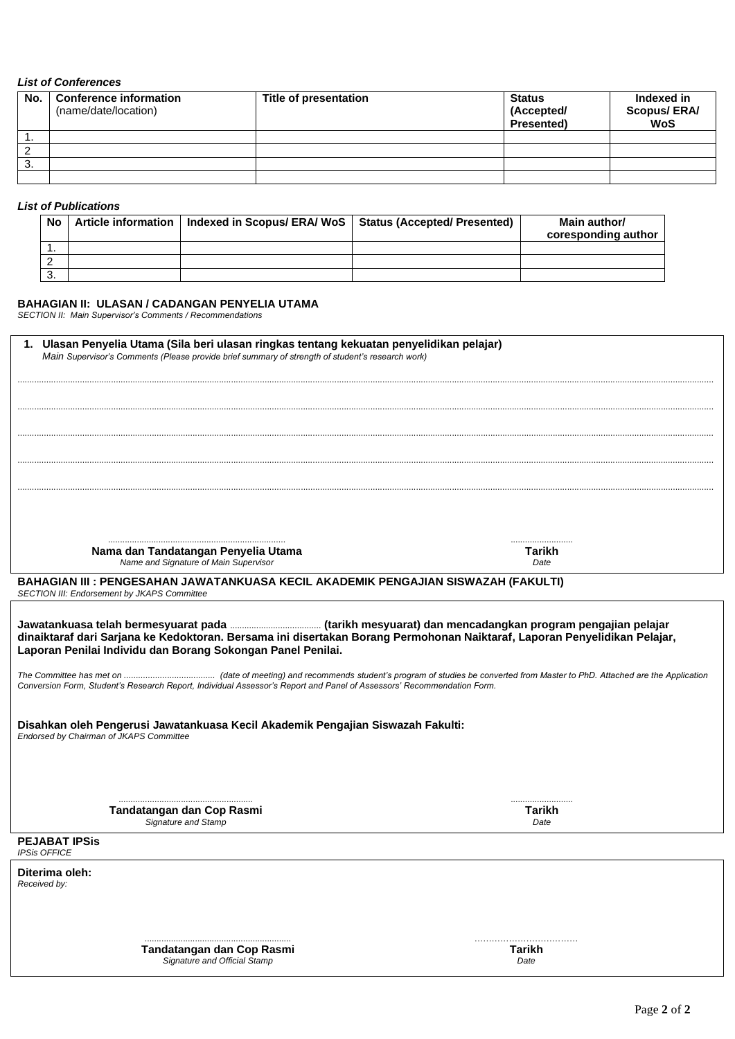***List of Conferences***

| No. | **Conference information** (name/date/location) | **Title of presentation** | **Status (Accepted/ Presented)** | **Indexed in Scopus/ ERA/ WoS** |
|---|---|---|---|---|
| 1. | | | | |
| 2 | | | | |
| 3. | | | | |
| | | | | |

***List of Publications***

| No | Article information | Indexed in Scopus/ ERA/ WoS | Status (Accepted/ Presented) | Main author/ coresponding author |
|---|---|---|---|---|
| 1. | | | | |
| 2 | | | | |
| 3. | | | | |

**BAHAGIAN II: ULASAN / CADANGAN PENYELIA UTAMA**
*SECTION II: Main Supervisor's Comments / Recommendations*

**1. Ulasan Penyelia Utama (Sila beri ulasan ringkas tentang kekuatan penyelidikan pelajar)**
*Main Supervisor's Comments (Please provide brief summary of strength of student's research work)*

..................................................................................................................................................................................................................

..................................................................................................................................................................................................................

..................................................................................................................................................................................................................

..................................................................................................................................................................................................................

..................................................................................................................................................................................................................

..........................................................................
**Nama dan Tandatangan Penyelia Utama**
*Name and Signature of Main Supervisor*

..........................
**Tarikh**
*Date*

**BAHAGIAN III : PENGESAHAN JAWATANKUASA KECIL AKADEMIK PENGAJIAN SISWAZAH (FAKULTI)**
*SECTION III: Endorsement by JKAPS Committee*

**Jawatankuasa telah bermesyuarat pada** ...................................... **(tarikh mesyuarat) dan mencadangkan program pengajian pelajar dinaiktaraf dari Sarjana ke Kedoktoran. Bersama ini disertakan Borang Permohonan Naiktaraf, Laporan Penyelidikan Pelajar, Laporan Penilai Individu dan Borang Sokongan Panel Penilai.**

*The Committee has met on ...................................... (date of meeting) and recommends student's program of studies be converted from Master to PhD. Attached are the Application Conversion Form, Student's Research Report, Individual Assessor's Report and Panel of Assessors' Recommendation Form.*

**Disahkan oleh Pengerusi Jawatankuasa Kecil Akademik Pengajian Siswazah Fakulti:**
*Endorsed by Chairman of JKAPS Committee*

.........................................................
**Tandatangan dan Cop Rasmi**
*Signature and Stamp*

..........................
**Tarikh**
*Date*

**PEJABAT IPSis**
*IPSis OFFICE*

**Diterima oleh:**
*Received by:*

............................................................
**Tandatangan dan Cop Rasmi**
*Signature and Official Stamp*

……………………………
**Tarikh**
*Date*